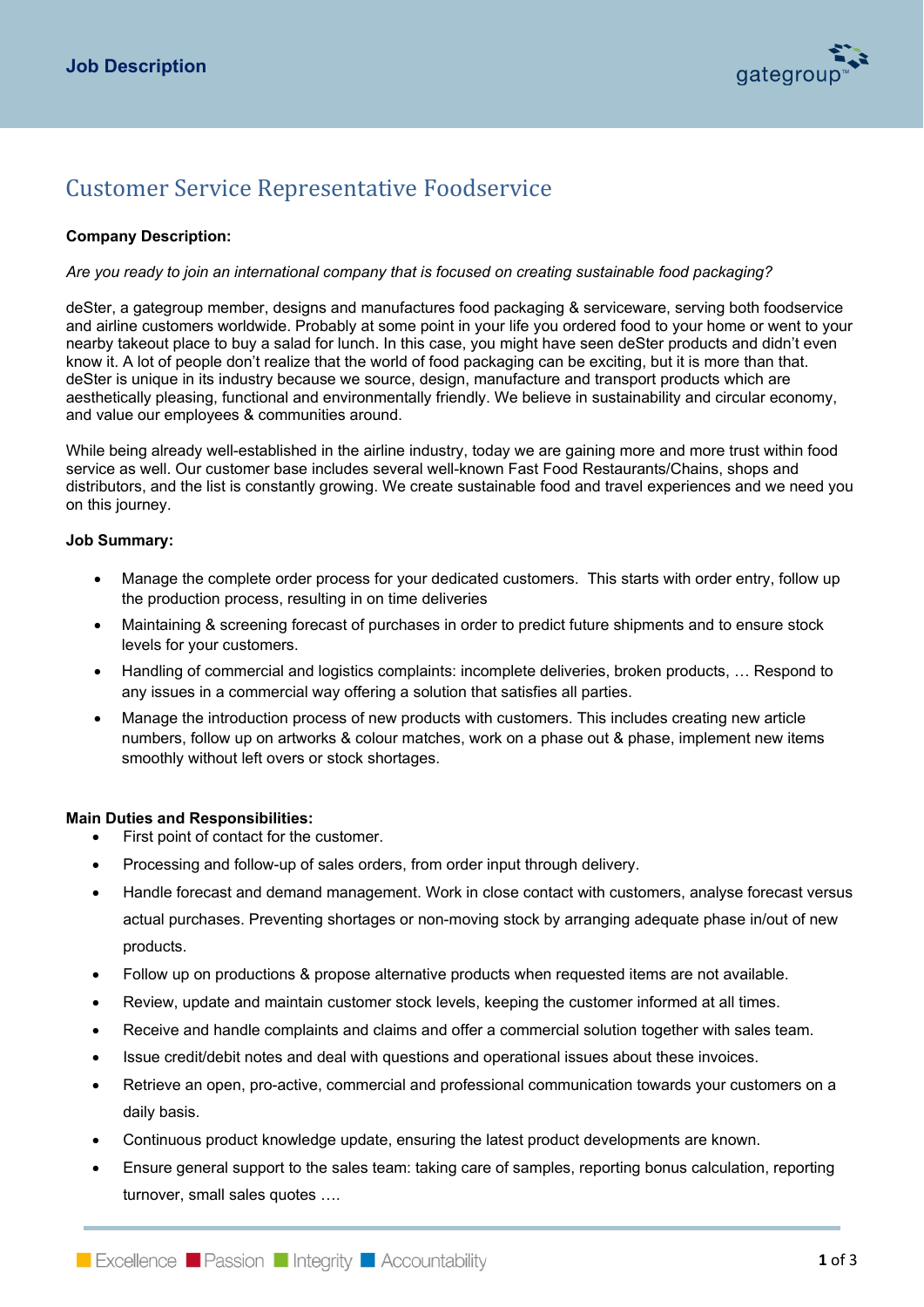# Customer Service Representative Foodservice

**Company Description:**

*Are you ready to join an international company that is focused on creating sustainable food packaging?*

deSter, a gategroup member, designs and manufactures food packaging & serviceware, serving both foodservice and airline customers worldwide. Probably at some point in your life you ordered food to your home or went to your nearby takeout place to buy a salad for lunch. In this case, you might have seen deSter products and didn't even know it. A lot of people don't realize that the world of food packaging can be exciting, but it is more than that. deSter is unique in its industry because we source, design, manufacture and transport products which are aesthetically pleasing, functional and environmentally friendly. We believe in sustainability and circular economy, and value our employees & communities around.

While being already well-established in the airline industry, today we are gaining more and more trust within food service as well. Our customer base includes several well-known Fast Food Restaurants/Chains, shops and distributors, and the list is constantly growing. We create sustainable food and travel experiences and we need you on this journey.

**Job Summary:**

- Manage the complete order process for your dedicated customers. This starts with order entry, follow up the production process, resulting in on time deliveries
- Maintaining & screening forecast of purchases in order to predict future shipments and to ensure stock levels for your customers.
- Handling of commercial and logistics complaints: incomplete deliveries, broken products, … Respond to any issues in a commercial way offering a solution that satisfies all parties.
- Manage the introduction process of new products with customers. This includes creating new article numbers, follow up on artworks & colour matches, work on a phase out & phase, implement new items smoothly without left overs or stock shortages.

**Main Duties and Responsibilities:**

- First point of contact for the customer.
- Processing and follow-up of sales orders, from order input through delivery.
- Handle forecast and demand management. Work in close contact with customers, analyse forecast versus actual purchases. Preventing shortages or non-moving stock by arranging adequate phase in/out of new products.
- Follow up on productions & propose alternative products when requested items are not available.
- Review, update and maintain customer stock levels, keeping the customer informed at all times.
- Receive and handle complaints and claims and offer a commercial solution together with sales team.
- Issue credit/debit notes and deal with questions and operational issues about these invoices.
- Retrieve an open, pro-active, commercial and professional communication towards your customers on a daily basis.
- Continuous product knowledge update, ensuring the latest product developments are known.
- Ensure general support to the sales team: taking care of samples, reporting bonus calculation, reporting turnover, small sales quotes ….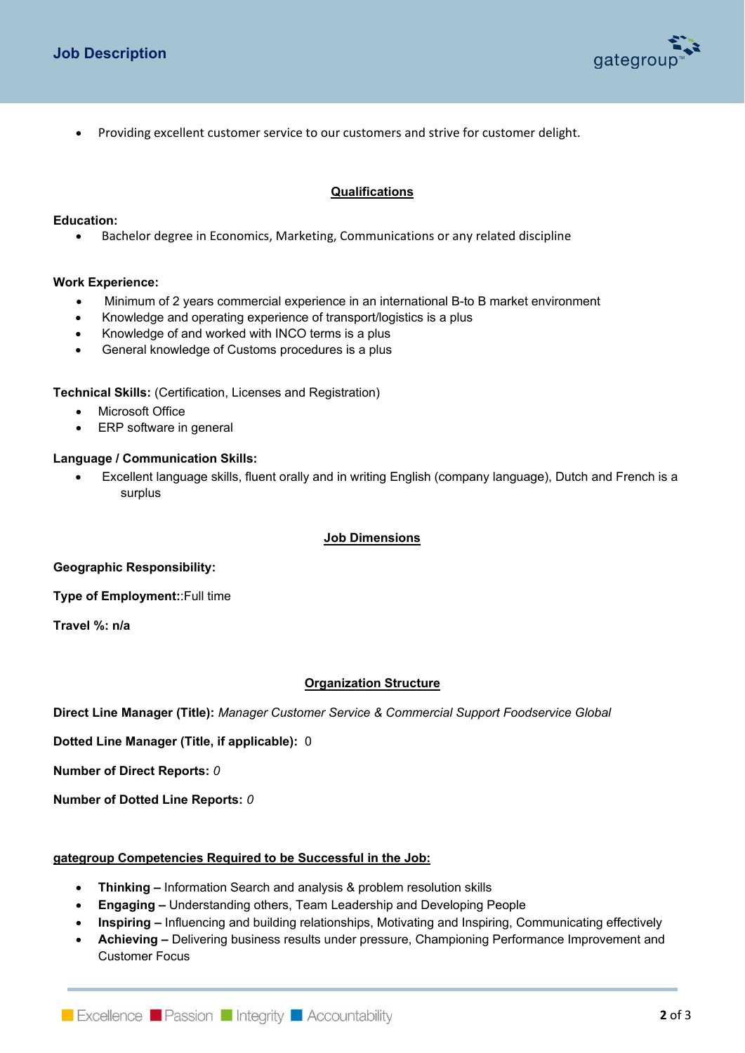- Providing excellent customer service to our customers and strive for customer delight.

## Qualifications

**Education:**

- Bachelor degree in Economics, Marketing, Communications or any related discipline

**Work Experience:**

- Minimum of 2 years commercial experience in an international B-to B market environment
- Knowledge and operating experience of transport/logistics is a plus
- Knowledge of and worked with INCO terms is a plus
- General knowledge of Customs procedures is a plus

**Technical Skills:** (Certification, Licenses and Registration)

- Microsoft Office
- ERP software in general

**Language / Communication Skills:**

- Excellent language skills, fluent orally and in writing English (company language), Dutch and French is a surplus

## Job Dimensions

**Geographic Responsibility:**

**Type of Employment:**:Full time

**Travel %: n/a**

## Organization Structure

**Direct Line Manager (Title):** *Manager Customer Service & Commercial Support Foodservice Global*

**Dotted Line Manager (Title, if applicable):** 0

**Number of Direct Reports:** *0*

**Number of Dotted Line Reports:** *0*

## gategroup Competencies Required to be Successful in the Job:

- **Thinking –** Information Search and analysis & problem resolution skills
- **Engaging –** Understanding others, Team Leadership and Developing People
- **Inspiring –** Influencing and building relationships, Motivating and Inspiring, Communicating effectively
- **Achieving –** Delivering business results under pressure, Championing Performance Improvement and Customer Focus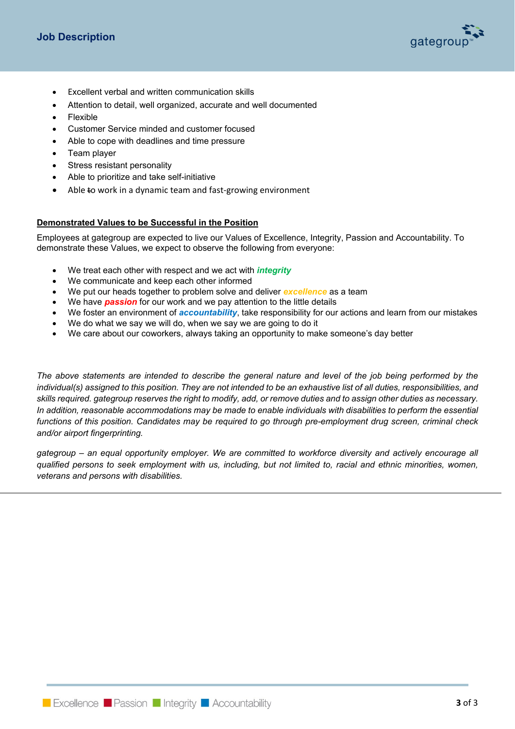- Excellent verbal and written communication skills
- Attention to detail, well organized, accurate and well documented
- Flexible
- Customer Service minded and customer focused
- Able to cope with deadlines and time pressure
- Team player
- Stress resistant personality
- Able to prioritize and take self-initiative
- Able to work in a dynamic team and fast-growing environment

**Demonstrated Values to be Successful in the Position**

Employees at gategroup are expected to live our Values of Excellence, Integrity, Passion and Accountability. To demonstrate these Values, we expect to observe the following from everyone:

- We treat each other with respect and we act with ***integrity***
- We communicate and keep each other informed
- We put our heads together to problem solve and deliver ***excellence*** as a team
- We have ***passion*** for our work and we pay attention to the little details
- We foster an environment of ***accountability***, take responsibility for our actions and learn from our mistakes
- We do what we say we will do, when we say we are going to do it
- We care about our coworkers, always taking an opportunity to make someone's day better

*The above statements are intended to describe the general nature and level of the job being performed by the individual(s) assigned to this position. They are not intended to be an exhaustive list of all duties, responsibilities, and skills required. gategroup reserves the right to modify, add, or remove duties and to assign other duties as necessary. In addition, reasonable accommodations may be made to enable individuals with disabilities to perform the essential functions of this position. Candidates may be required to go through pre-employment drug screen, criminal check and/or airport fingerprinting.*

*gategroup – an equal opportunity employer. We are committed to workforce diversity and actively encourage all qualified persons to seek employment with us, including, but not limited to, racial and ethnic minorities, women, veterans and persons with disabilities.*